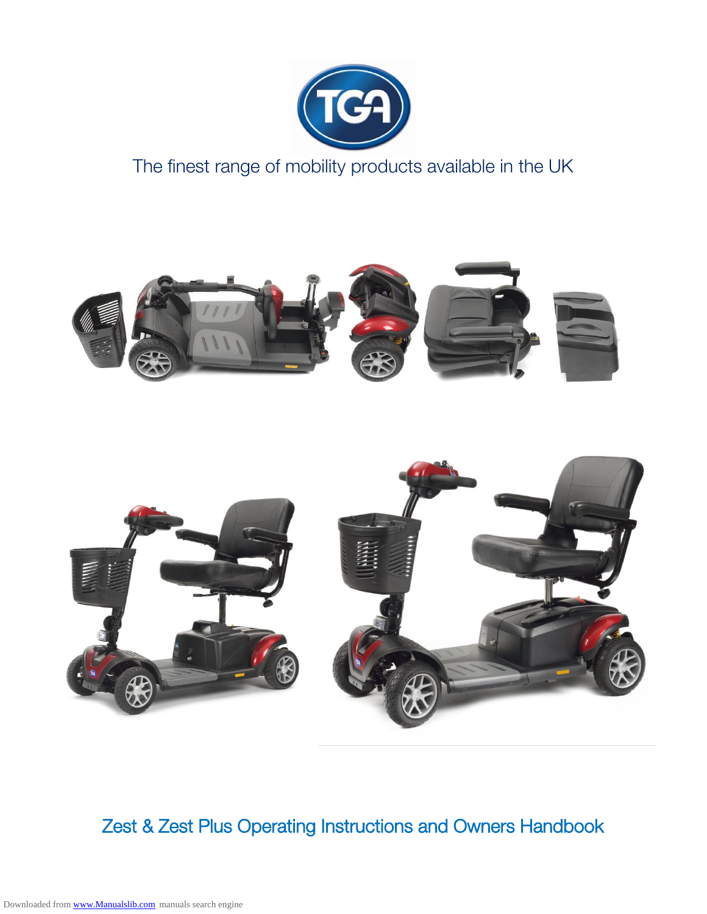The finest range of mobility products available in the UK

# Zest & Zest Plus Operating Instructions and Owners Handbook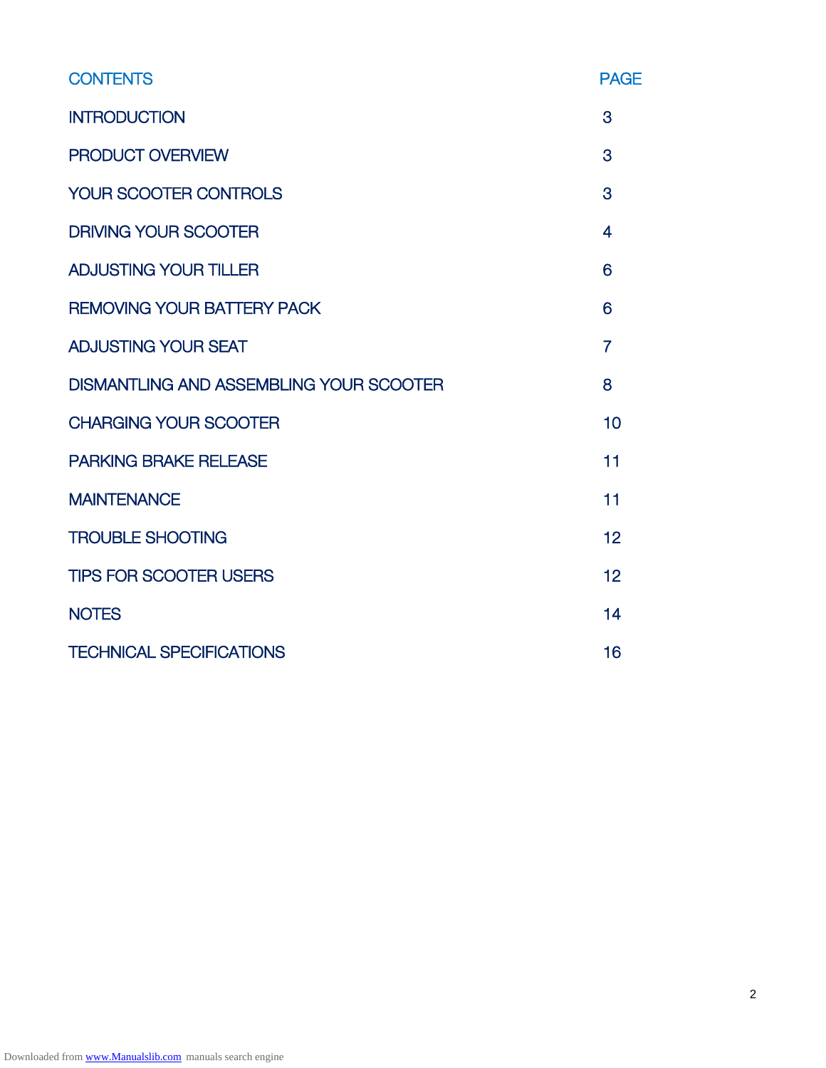| CONTENTS | PAGE |
| --- | --- |
| INTRODUCTION | 3 |
| PRODUCT OVERVIEW | 3 |
| YOUR SCOOTER CONTROLS | 3 |
| DRIVING YOUR SCOOTER | 4 |
| ADJUSTING YOUR TILLER | 6 |
| REMOVING YOUR BATTERY PACK | 6 |
| ADJUSTING YOUR SEAT | 7 |
| DISMANTLING AND ASSEMBLING YOUR SCOOTER | 8 |
| CHARGING YOUR SCOOTER | 10 |
| PARKING BRAKE RELEASE | 11 |
| MAINTENANCE | 11 |
| TROUBLE SHOOTING | 12 |
| TIPS FOR SCOOTER USERS | 12 |
| NOTES | 14 |
| TECHNICAL SPECIFICATIONS | 16 |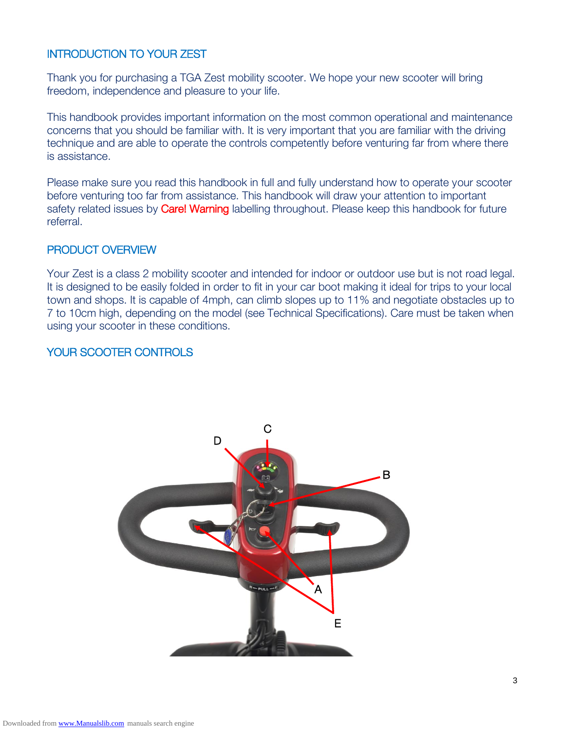## INTRODUCTION TO YOUR ZEST

Thank you for purchasing a TGA Zest mobility scooter. We hope your new scooter will bring freedom, independence and pleasure to your life.

This handbook provides important information on the most common operational and maintenance concerns that you should be familiar with. It is very important that you are familiar with the driving technique and are able to operate the controls competently before venturing far from where there is assistance.

Please make sure you read this handbook in full and fully understand how to operate your scooter before venturing too far from assistance. This handbook will draw your attention to important safety related issues by Care! Warning labelling throughout. Please keep this handbook for future referral.

## PRODUCT OVERVIEW

Your Zest is a class 2 mobility scooter and intended for indoor or outdoor use but is not road legal. It is designed to be easily folded in order to fit in your car boot making it ideal for trips to your local town and shops. It is capable of 4mph, can climb slopes up to 11% and negotiate obstacles up to 7 to 10cm high, depending on the model (see Technical Specifications). Care must be taken when using your scooter in these conditions.

## YOUR SCOOTER CONTROLS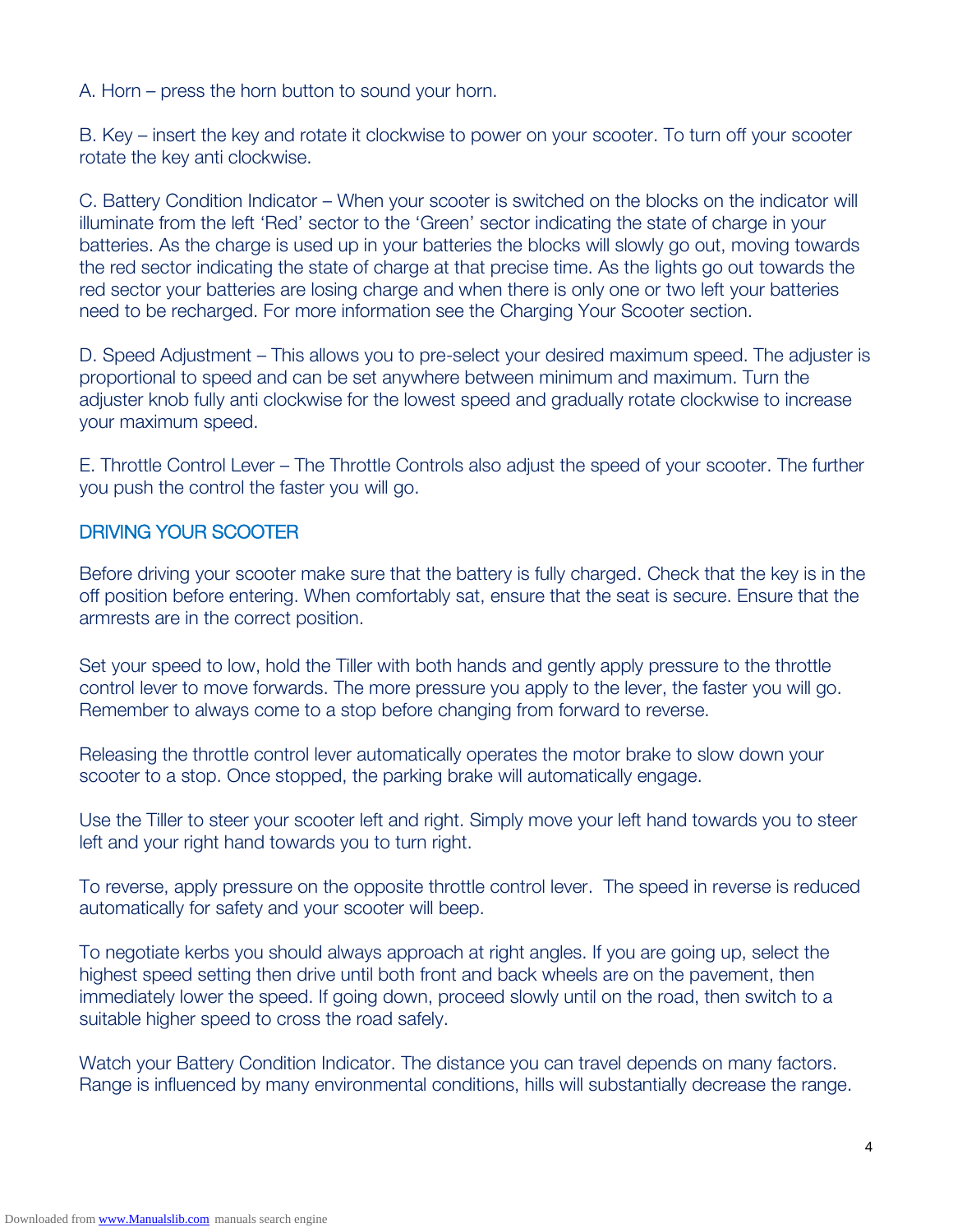A. Horn – press the horn button to sound your horn.

B. Key – insert the key and rotate it clockwise to power on your scooter. To turn off your scooter rotate the key anti clockwise.

C. Battery Condition Indicator – When your scooter is switched on the blocks on the indicator will illuminate from the left 'Red' sector to the 'Green' sector indicating the state of charge in your batteries. As the charge is used up in your batteries the blocks will slowly go out, moving towards the red sector indicating the state of charge at that precise time. As the lights go out towards the red sector your batteries are losing charge and when there is only one or two left your batteries need to be recharged. For more information see the Charging Your Scooter section.

D. Speed Adjustment – This allows you to pre-select your desired maximum speed. The adjuster is proportional to speed and can be set anywhere between minimum and maximum. Turn the adjuster knob fully anti clockwise for the lowest speed and gradually rotate clockwise to increase your maximum speed.

E. Throttle Control Lever – The Throttle Controls also adjust the speed of your scooter. The further you push the control the faster you will go.

## DRIVING YOUR SCOOTER

Before driving your scooter make sure that the battery is fully charged. Check that the key is in the off position before entering. When comfortably sat, ensure that the seat is secure. Ensure that the armrests are in the correct position.

Set your speed to low, hold the Tiller with both hands and gently apply pressure to the throttle control lever to move forwards. The more pressure you apply to the lever, the faster you will go. Remember to always come to a stop before changing from forward to reverse.

Releasing the throttle control lever automatically operates the motor brake to slow down your scooter to a stop. Once stopped, the parking brake will automatically engage.

Use the Tiller to steer your scooter left and right. Simply move your left hand towards you to steer left and your right hand towards you to turn right.

To reverse, apply pressure on the opposite throttle control lever. The speed in reverse is reduced automatically for safety and your scooter will beep.

To negotiate kerbs you should always approach at right angles. If you are going up, select the highest speed setting then drive until both front and back wheels are on the pavement, then immediately lower the speed. If going down, proceed slowly until on the road, then switch to a suitable higher speed to cross the road safely.

Watch your Battery Condition Indicator. The distance you can travel depends on many factors. Range is influenced by many environmental conditions, hills will substantially decrease the range.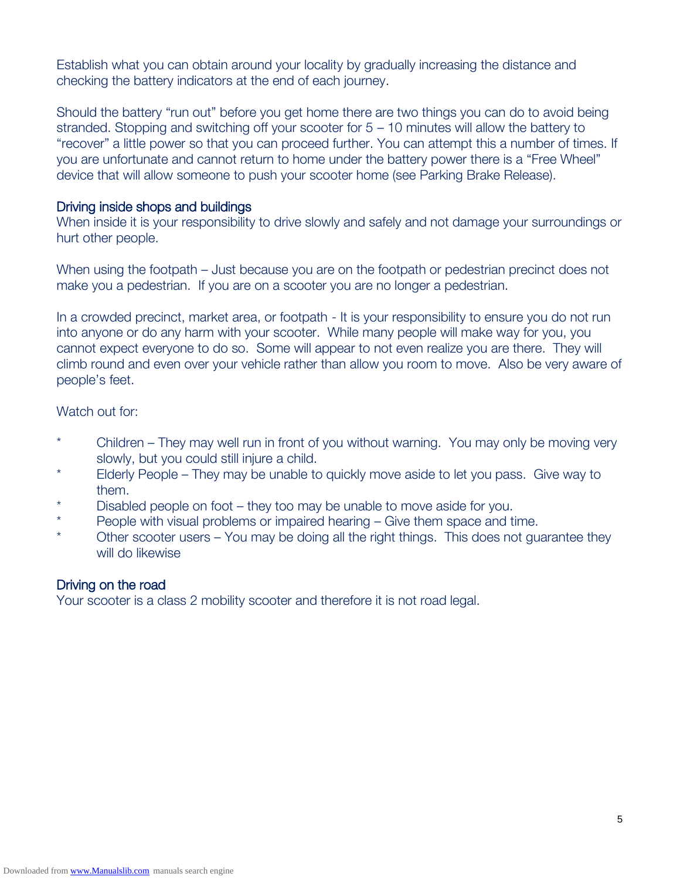Establish what you can obtain around your locality by gradually increasing the distance and checking the battery indicators at the end of each journey.

Should the battery "run out" before you get home there are two things you can do to avoid being stranded. Stopping and switching off your scooter for 5 – 10 minutes will allow the battery to "recover" a little power so that you can proceed further. You can attempt this a number of times. If you are unfortunate and cannot return to home under the battery power there is a "Free Wheel" device that will allow someone to push your scooter home (see Parking Brake Release).

## Driving inside shops and buildings

When inside it is your responsibility to drive slowly and safely and not damage your surroundings or hurt other people.

When using the footpath – Just because you are on the footpath or pedestrian precinct does not make you a pedestrian. If you are on a scooter you are no longer a pedestrian.

In a crowded precinct, market area, or footpath - It is your responsibility to ensure you do not run into anyone or do any harm with your scooter. While many people will make way for you, you cannot expect everyone to do so. Some will appear to not even realize you are there. They will climb round and even over your vehicle rather than allow you room to move. Also be very aware of people's feet.

Watch out for:

* Children – They may well run in front of you without warning. You may only be moving very slowly, but you could still injure a child.
* Elderly People – They may be unable to quickly move aside to let you pass. Give way to them.
* Disabled people on foot – they too may be unable to move aside for you.
* People with visual problems or impaired hearing – Give them space and time.
* Other scooter users – You may be doing all the right things. This does not guarantee they will do likewise

## Driving on the road

Your scooter is a class 2 mobility scooter and therefore it is not road legal.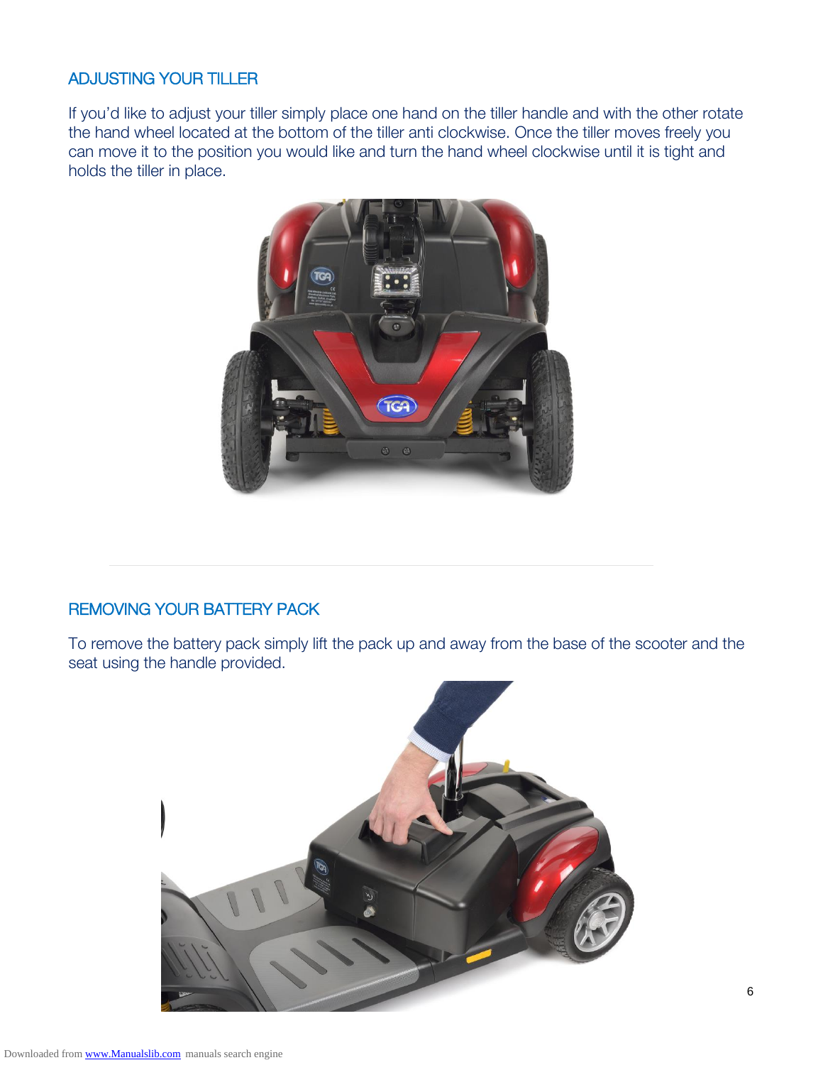## ADJUSTING YOUR TILLER

If you'd like to adjust your tiller simply place one hand on the tiller handle and with the other rotate the hand wheel located at the bottom of the tiller anti clockwise. Once the tiller moves freely you can move it to the position you would like and turn the hand wheel clockwise until it is tight and holds the tiller in place.

## REMOVING YOUR BATTERY PACK

To remove the battery pack simply lift the pack up and away from the base of the scooter and the seat using the handle provided.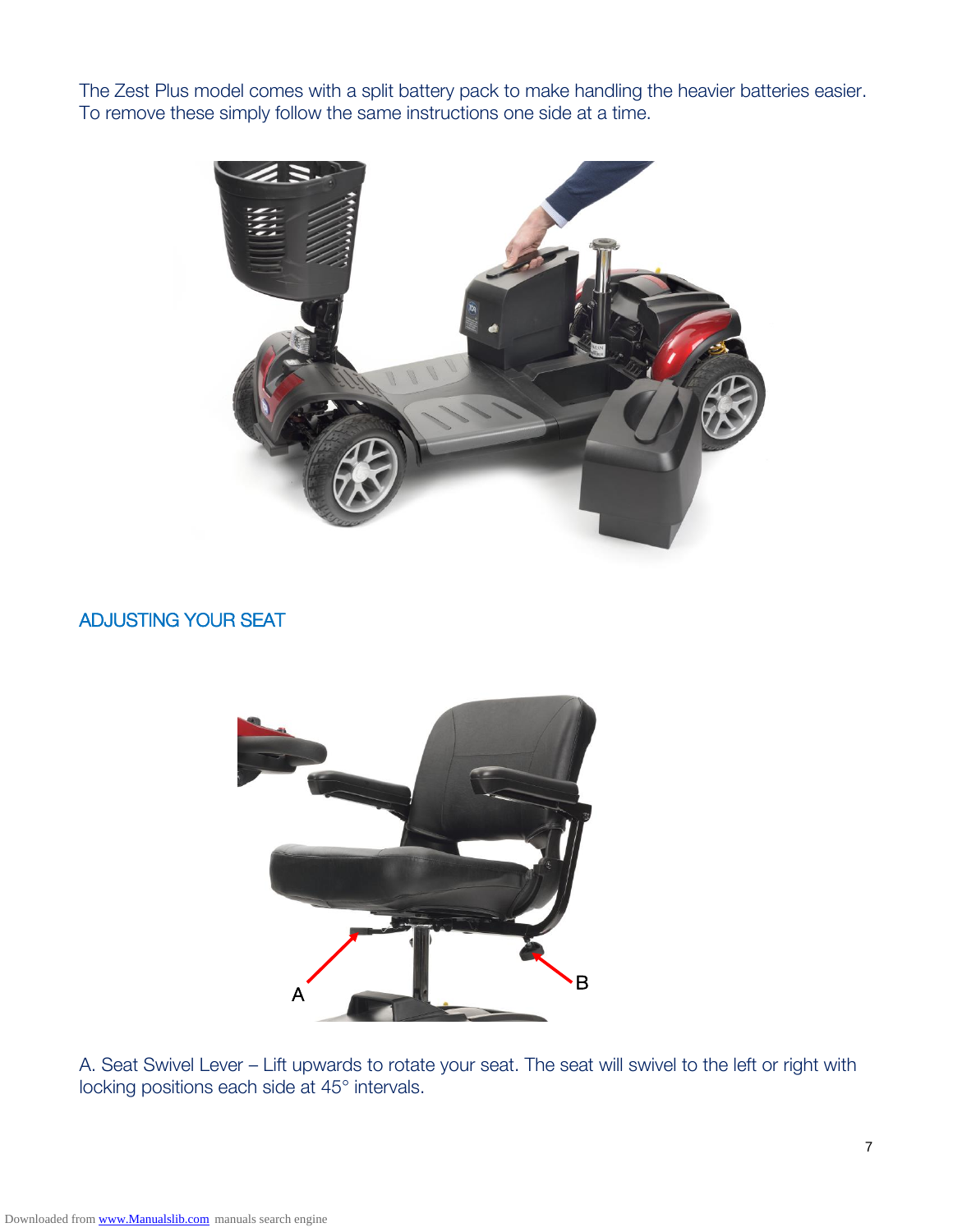The Zest Plus model comes with a split battery pack to make handling the heavier batteries easier. To remove these simply follow the same instructions one side at a time.

## ADJUSTING YOUR SEAT

A. Seat Swivel Lever – Lift upwards to rotate your seat. The seat will swivel to the left or right with locking positions each side at 45° intervals.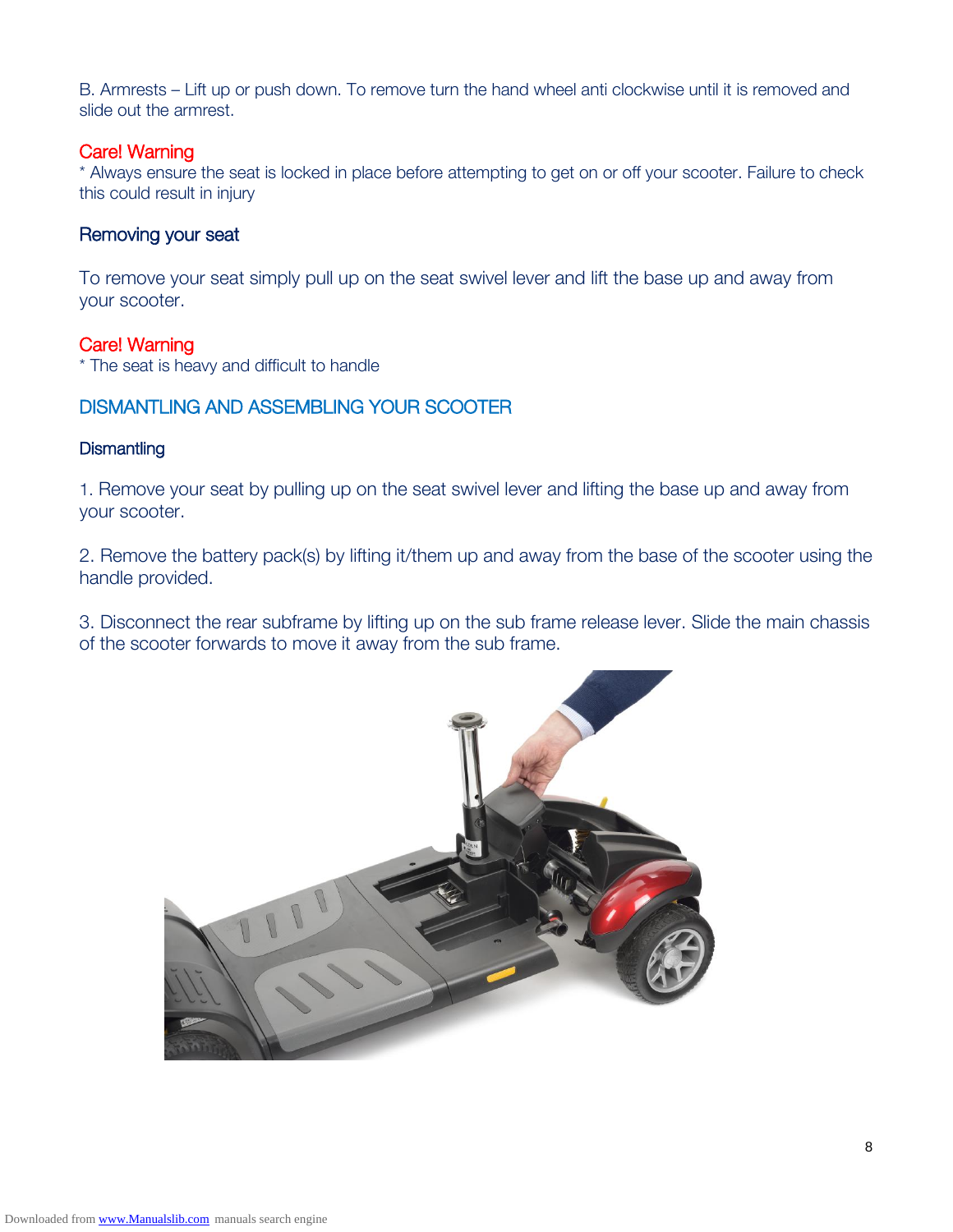B. Armrests – Lift up or push down. To remove turn the hand wheel anti clockwise until it is removed and slide out the armrest.

**Care! Warning**

* Always ensure the seat is locked in place before attempting to get on or off your scooter. Failure to check this could result in injury

### Removing your seat

To remove your seat simply pull up on the seat swivel lever and lift the base up and away from your scooter.

**Care! Warning**

* The seat is heavy and difficult to handle

## DISMANTLING AND ASSEMBLING YOUR SCOOTER

### Dismantling

1. Remove your seat by pulling up on the seat swivel lever and lifting the base up and away from your scooter.

2. Remove the battery pack(s) by lifting it/them up and away from the base of the scooter using the handle provided.

3. Disconnect the rear subframe by lifting up on the sub frame release lever. Slide the main chassis of the scooter forwards to move it away from the sub frame.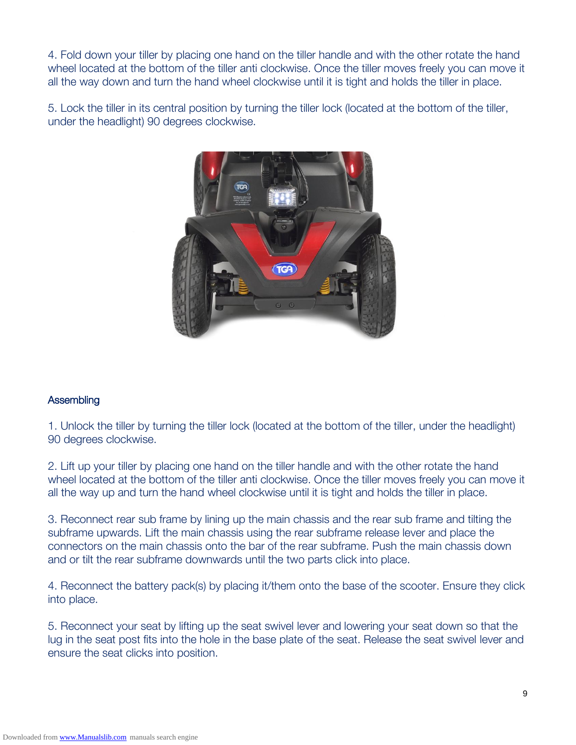4. Fold down your tiller by placing one hand on the tiller handle and with the other rotate the hand wheel located at the bottom of the tiller anti clockwise. Once the tiller moves freely you can move it all the way down and turn the hand wheel clockwise until it is tight and holds the tiller in place.

5. Lock the tiller in its central position by turning the tiller lock (located at the bottom of the tiller, under the headlight) 90 degrees clockwise.

## Assembling

1. Unlock the tiller by turning the tiller lock (located at the bottom of the tiller, under the headlight) 90 degrees clockwise.

2. Lift up your tiller by placing one hand on the tiller handle and with the other rotate the hand wheel located at the bottom of the tiller anti clockwise. Once the tiller moves freely you can move it all the way up and turn the hand wheel clockwise until it is tight and holds the tiller in place.

3. Reconnect rear sub frame by lining up the main chassis and the rear sub frame and tilting the subframe upwards. Lift the main chassis using the rear subframe release lever and place the connectors on the main chassis onto the bar of the rear subframe. Push the main chassis down and or tilt the rear subframe downwards until the two parts click into place.

4. Reconnect the battery pack(s) by placing it/them onto the base of the scooter. Ensure they click into place.

5. Reconnect your seat by lifting up the seat swivel lever and lowering your seat down so that the lug in the seat post fits into the hole in the base plate of the seat. Release the seat swivel lever and ensure the seat clicks into position.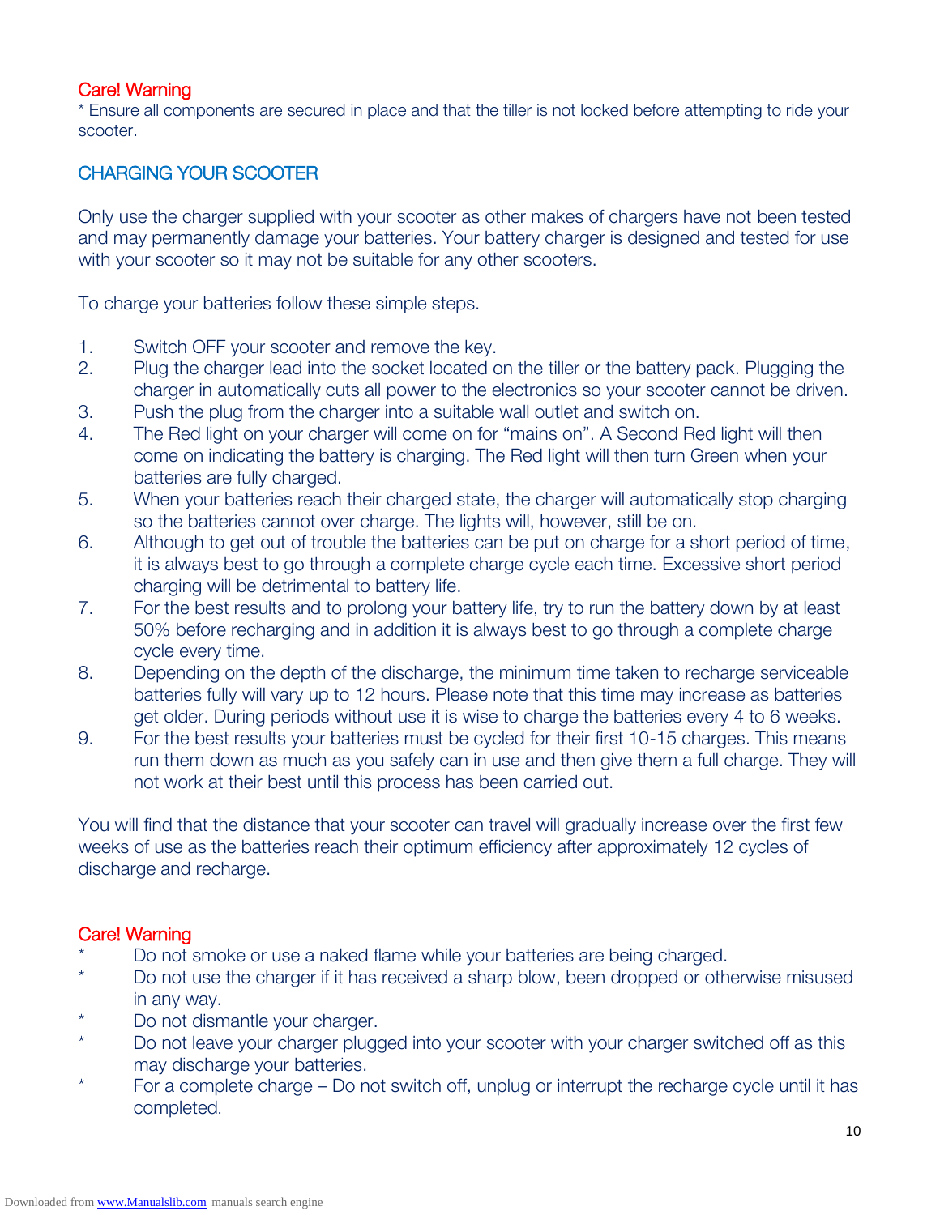### Care! Warning

* Ensure all components are secured in place and that the tiller is not locked before attempting to ride your scooter.

## CHARGING YOUR SCOOTER

Only use the charger supplied with your scooter as other makes of chargers have not been tested and may permanently damage your batteries. Your battery charger is designed and tested for use with your scooter so it may not be suitable for any other scooters.

To charge your batteries follow these simple steps.

1. Switch OFF your scooter and remove the key.
2. Plug the charger lead into the socket located on the tiller or the battery pack. Plugging the charger in automatically cuts all power to the electronics so your scooter cannot be driven.
3. Push the plug from the charger into a suitable wall outlet and switch on.
4. The Red light on your charger will come on for "mains on". A Second Red light will then come on indicating the battery is charging. The Red light will then turn Green when your batteries are fully charged.
5. When your batteries reach their charged state, the charger will automatically stop charging so the batteries cannot over charge. The lights will, however, still be on.
6. Although to get out of trouble the batteries can be put on charge for a short period of time, it is always best to go through a complete charge cycle each time. Excessive short period charging will be detrimental to battery life.
7. For the best results and to prolong your battery life, try to run the battery down by at least 50% before recharging and in addition it is always best to go through a complete charge cycle every time.
8. Depending on the depth of the discharge, the minimum time taken to recharge serviceable batteries fully will vary up to 12 hours. Please note that this time may increase as batteries get older. During periods without use it is wise to charge the batteries every 4 to 6 weeks.
9. For the best results your batteries must be cycled for their first 10-15 charges. This means run them down as much as you safely can in use and then give them a full charge. They will not work at their best until this process has been carried out.

You will find that the distance that your scooter can travel will gradually increase over the first few weeks of use as the batteries reach their optimum efficiency after approximately 12 cycles of discharge and recharge.

### Care! Warning

* Do not smoke or use a naked flame while your batteries are being charged.
* Do not use the charger if it has received a sharp blow, been dropped or otherwise misused in any way.
* Do not dismantle your charger.
* Do not leave your charger plugged into your scooter with your charger switched off as this may discharge your batteries.
* For a complete charge – Do not switch off, unplug or interrupt the recharge cycle until it has completed.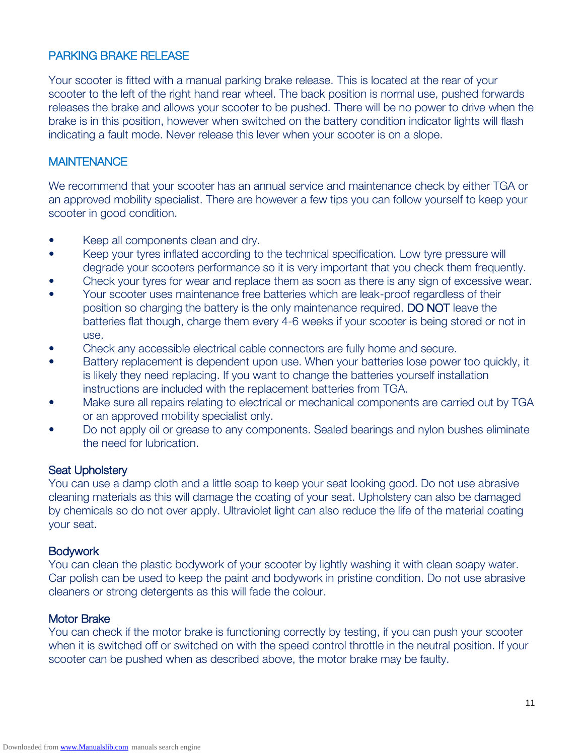## PARKING BRAKE RELEASE

Your scooter is fitted with a manual parking brake release. This is located at the rear of your scooter to the left of the right hand rear wheel. The back position is normal use, pushed forwards releases the brake and allows your scooter to be pushed. There will be no power to drive when the brake is in this position, however when switched on the battery condition indicator lights will flash indicating a fault mode. Never release this lever when your scooter is on a slope.

## MAINTENANCE

We recommend that your scooter has an annual service and maintenance check by either TGA or an approved mobility specialist. There are however a few tips you can follow yourself to keep your scooter in good condition.

- Keep all components clean and dry.
- Keep your tyres inflated according to the technical specification. Low tyre pressure will degrade your scooters performance so it is very important that you check them frequently.
- Check your tyres for wear and replace them as soon as there is any sign of excessive wear.
- Your scooter uses maintenance free batteries which are leak-proof regardless of their position so charging the battery is the only maintenance required. DO NOT leave the batteries flat though, charge them every 4-6 weeks if your scooter is being stored or not in use.
- Check any accessible electrical cable connectors are fully home and secure.
- Battery replacement is dependent upon use. When your batteries lose power too quickly, it is likely they need replacing. If you want to change the batteries yourself installation instructions are included with the replacement batteries from TGA.
- Make sure all repairs relating to electrical or mechanical components are carried out by TGA or an approved mobility specialist only.
- Do not apply oil or grease to any components. Sealed bearings and nylon bushes eliminate the need for lubrication.

### Seat Upholstery

You can use a damp cloth and a little soap to keep your seat looking good. Do not use abrasive cleaning materials as this will damage the coating of your seat. Upholstery can also be damaged by chemicals so do not over apply. Ultraviolet light can also reduce the life of the material coating your seat.

### Bodywork

You can clean the plastic bodywork of your scooter by lightly washing it with clean soapy water. Car polish can be used to keep the paint and bodywork in pristine condition. Do not use abrasive cleaners or strong detergents as this will fade the colour.

### Motor Brake

You can check if the motor brake is functioning correctly by testing, if you can push your scooter when it is switched off or switched on with the speed control throttle in the neutral position. If your scooter can be pushed when as described above, the motor brake may be faulty.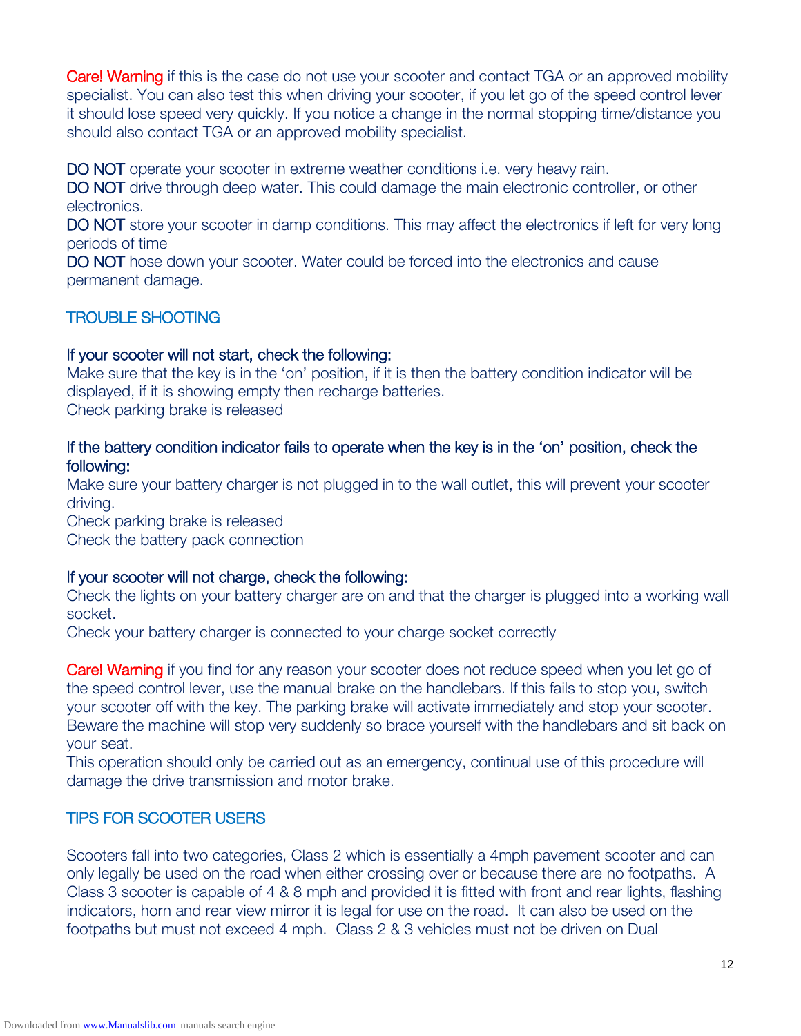**Care! Warning** if this is the case do not use your scooter and contact TGA or an approved mobility specialist. You can also test this when driving your scooter, if you let go of the speed control lever it should lose speed very quickly. If you notice a change in the normal stopping time/distance you should also contact TGA or an approved mobility specialist.

**DO NOT** operate your scooter in extreme weather conditions i.e. very heavy rain.
**DO NOT** drive through deep water. This could damage the main electronic controller, or other electronics.
**DO NOT** store your scooter in damp conditions. This may affect the electronics if left for very long periods of time
**DO NOT** hose down your scooter. Water could be forced into the electronics and cause permanent damage.

## TROUBLE SHOOTING

**If your scooter will not start, check the following:**
Make sure that the key is in the 'on' position, if it is then the battery condition indicator will be displayed, if it is showing empty then recharge batteries.
Check parking brake is released

**If the battery condition indicator fails to operate when the key is in the 'on' position, check the following:**
Make sure your battery charger is not plugged in to the wall outlet, this will prevent your scooter driving.
Check parking brake is released
Check the battery pack connection

**If your scooter will not charge, check the following:**
Check the lights on your battery charger are on and that the charger is plugged into a working wall socket.
Check your battery charger is connected to your charge socket correctly

**Care! Warning** if you find for any reason your scooter does not reduce speed when you let go of the speed control lever, use the manual brake on the handlebars. If this fails to stop you, switch your scooter off with the key. The parking brake will activate immediately and stop your scooter. Beware the machine will stop very suddenly so brace yourself with the handlebars and sit back on your seat.
This operation should only be carried out as an emergency, continual use of this procedure will damage the drive transmission and motor brake.

## TIPS FOR SCOOTER USERS

Scooters fall into two categories, Class 2 which is essentially a 4mph pavement scooter and can only legally be used on the road when either crossing over or because there are no footpaths. A Class 3 scooter is capable of 4 & 8 mph and provided it is fitted with front and rear lights, flashing indicators, horn and rear view mirror it is legal for use on the road. It can also be used on the footpaths but must not exceed 4 mph. Class 2 & 3 vehicles must not be driven on Dual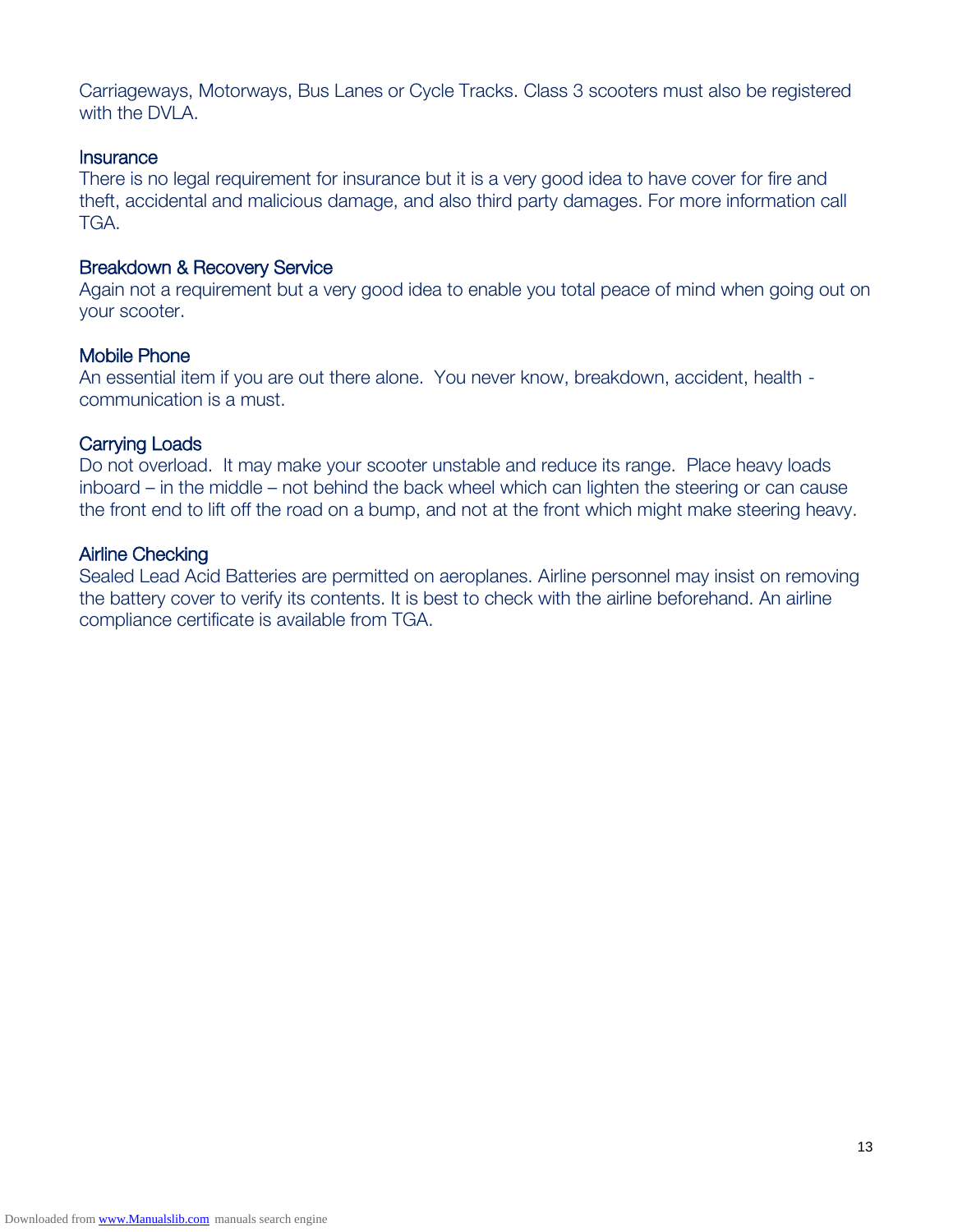Carriageways, Motorways, Bus Lanes or Cycle Tracks. Class 3 scooters must also be registered with the DVLA.

### Insurance

There is no legal requirement for insurance but it is a very good idea to have cover for fire and theft, accidental and malicious damage, and also third party damages. For more information call TGA.

### Breakdown & Recovery Service

Again not a requirement but a very good idea to enable you total peace of mind when going out on your scooter.

### Mobile Phone

An essential item if you are out there alone. You never know, breakdown, accident, health - communication is a must.

### Carrying Loads

Do not overload. It may make your scooter unstable and reduce its range. Place heavy loads inboard – in the middle – not behind the back wheel which can lighten the steering or can cause the front end to lift off the road on a bump, and not at the front which might make steering heavy.

### Airline Checking

Sealed Lead Acid Batteries are permitted on aeroplanes. Airline personnel may insist on removing the battery cover to verify its contents. It is best to check with the airline beforehand. An airline compliance certificate is available from TGA.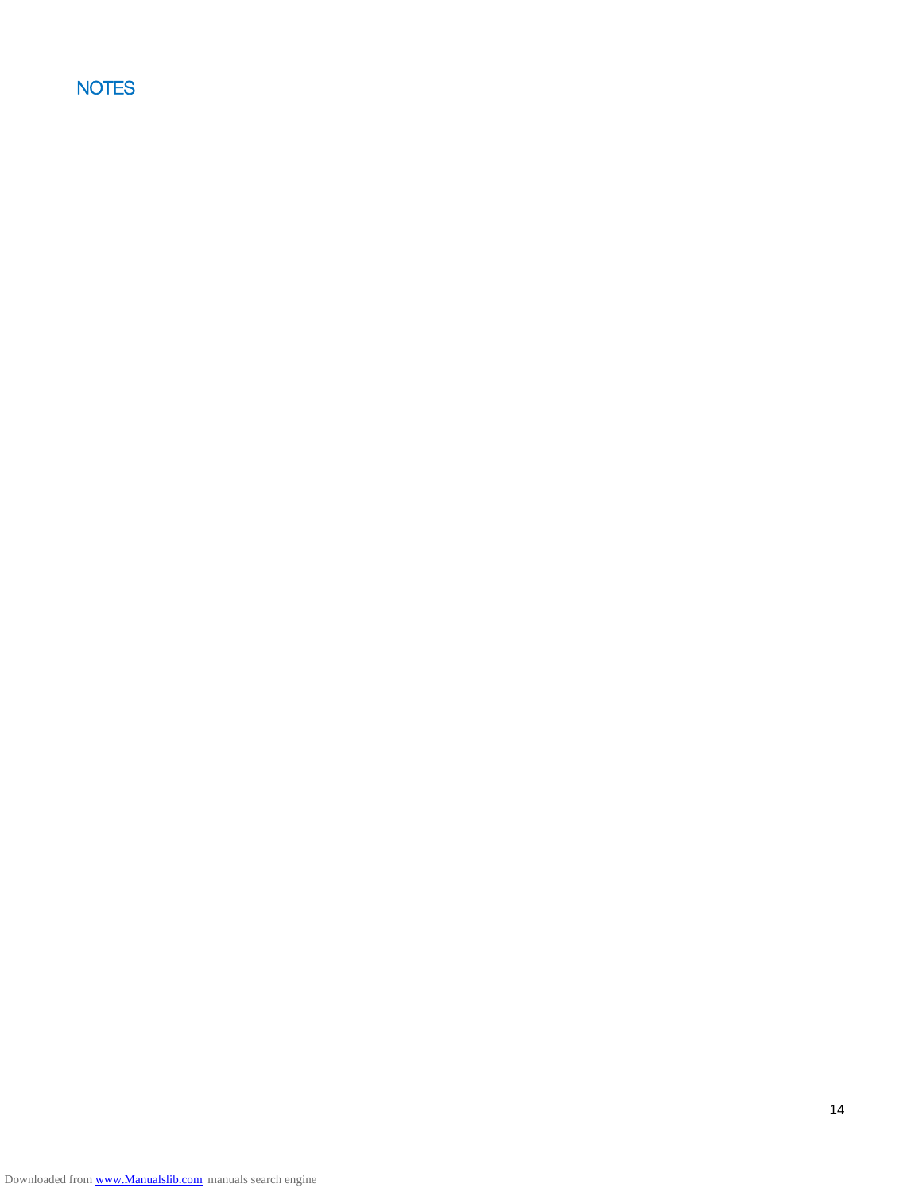# NOTES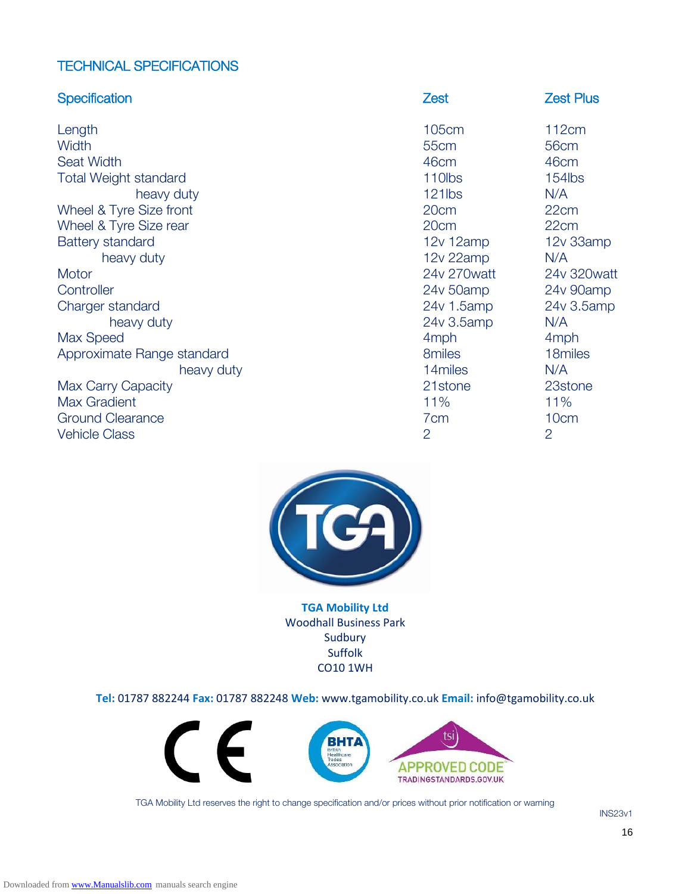## TECHNICAL SPECIFICATIONS

| Specification | Zest | Zest Plus |
|---|---|---|
| Length | 105cm | 112cm |
| Width | 55cm | 56cm |
| Seat Width | 46cm | 46cm |
| Total Weight standard | 110lbs | 154lbs |
| heavy duty | 121lbs | N/A |
| Wheel & Tyre Size front | 20cm | 22cm |
| Wheel & Tyre Size rear | 20cm | 22cm |
| Battery standard | 12v 12amp | 12v 33amp |
| heavy duty | 12v 22amp | N/A |
| Motor | 24v 270watt | 24v 320watt |
| Controller | 24v 50amp | 24v 90amp |
| Charger standard | 24v 1.5amp | 24v 3.5amp |
| heavy duty | 24v 3.5amp | N/A |
| Max Speed | 4mph | 4mph |
| Approximate Range standard | 8miles | 18miles |
| heavy duty | 14miles | N/A |
| Max Carry Capacity | 21stone | 23stone |
| Max Gradient | 11% | 11% |
| Ground Clearance | 7cm | 10cm |
| Vehicle Class | 2 | 2 |

**TGA Mobility Ltd**
Woodhall Business Park
Sudbury
Suffolk
CO10 1WH

**Tel:** 01787 882244 **Fax:** 01787 882248 **Web:** www.tgamobility.co.uk **Email:** info@tgamobility.co.uk

TGA Mobility Ltd reserves the right to change specification and/or prices without prior notification or warning

INS23v1